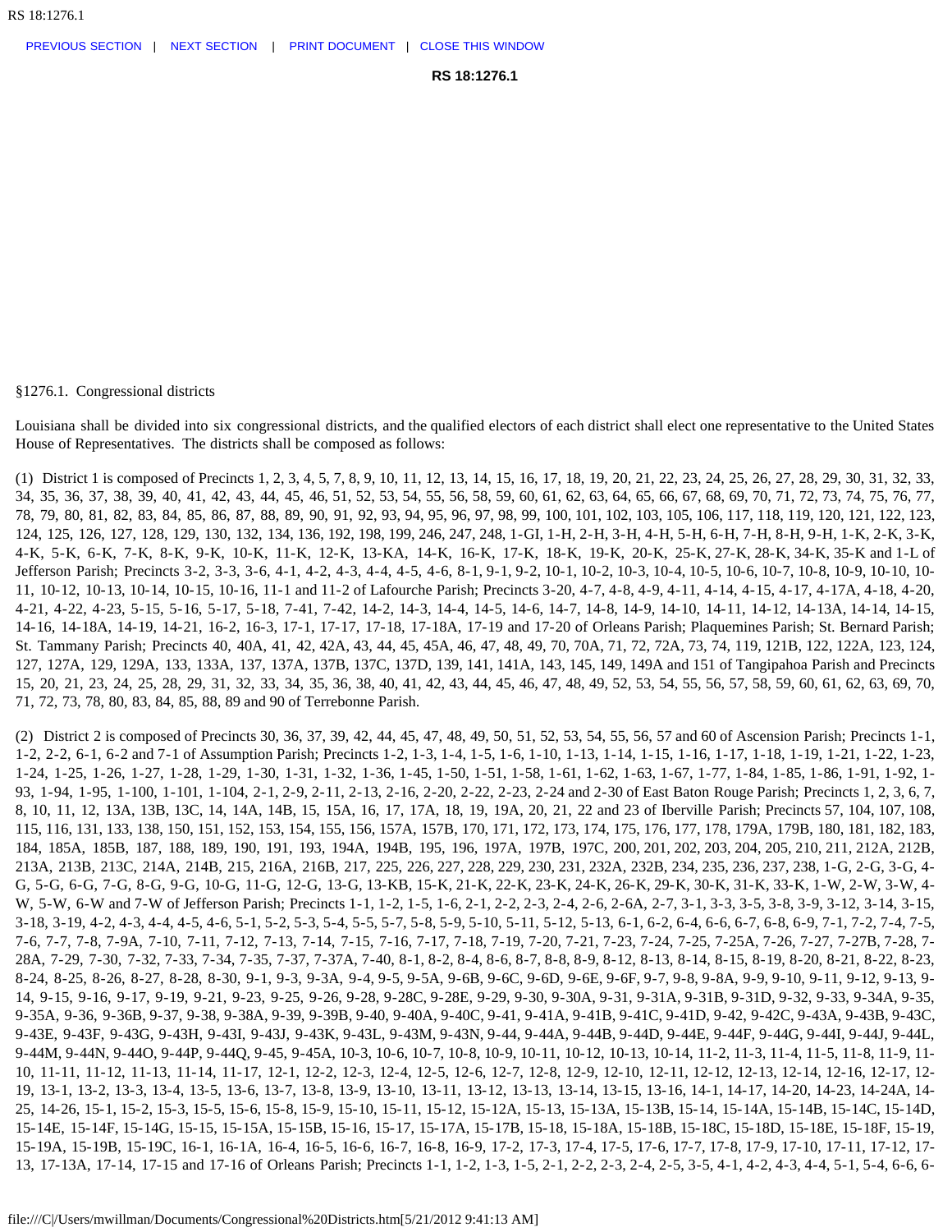# RS 18:1276.1

§1276.1. Congressional districts

Louisiana shall be divided into six congressional districts, and the qualified electors of each district shall elect one representative to the United States House of Representatives. The districts shall be composed as follows:

(1) District 1 is composed of Precincts 1, 2, 3, 4, 5, 7, 8, 9, 10, 11, 12, 13, 14, 15, 16, 17, 18, 19, 20, 21, 22, 23, 24, 25, 26, 27, 28, 29, 30, 31, 32, 33, 34, 35, 36, 37, 38, 39, 40, 41, 42, 43, 44, 45, 46, 51, 52, 53, 54, 55, 56, 58, 59, 60, 61, 62, 63, 64, 65, 66, 67, 68, 69, 70, 71, 72, 73, 74, 75, 76, 77, 78, 79, 80, 81, 82, 83, 84, 85, 86, 87, 88, 89, 90, 91, 92, 93, 94, 95, 96, 97, 98, 99, 100, 101, 102, 103, 105, 106, 117, 118, 119, 120, 121, 122, 123, 124, 125, 126, 127, 128, 129, 130, 132, 134, 136, 192, 198, 199, 246, 247, 248, 1-GI, 1-H, 2-H, 3-H, 4-H, 5-H, 6-H, 7-H, 8-H, 9-H, 1-K, 2-K, 3-K, 4-K, 5-K, 6-K, 7-K, 8-K, 9-K, 10-K, 11-K, 12-K, 13-KA, 14-K, 16-K, 17-K, 18-K, 19-K, 20-K, 25-K, 27-K, 28-K, 34-K, 35-K and 1-L of Jefferson Parish; Precincts 3-2, 3-3, 3-6, 4-1, 4-2, 4-3, 4-4, 4-5, 4-6, 8-1, 9-1, 9-2, 10-1, 10-2, 10-3, 10-4, 10-5, 10-6, 10-7, 10-8, 10-9, 10-10, 10-11, 10-12, 10-13, 10-14, 10-15, 10-16, 11-1 and 11-2 of Lafourche Parish; Precincts 3-20, 4-7, 4-8, 4-9, 4-11, 4-14, 4-15, 4-17, 4-17A, 4-18, 4-20, 4-21, 4-22, 4-23, 5-15, 5-16, 5-17, 5-18, 7-41, 7-42, 14-2, 14-3, 14-4, 14-5, 14-6, 14-7, 14-8, 14-9, 14-10, 14-11, 14-12, 14-13A, 14-14, 14-15, 14-16, 14-18A, 14-19, 14-21, 16-2, 16-3, 17-1, 17-17, 17-18, 17-18A, 17-19 and 17-20 of Orleans Parish; Plaquemines Parish; St. Bernard Parish; St. Tammany Parish; Precincts 40, 40A, 41, 42, 42A, 43, 44, 45, 45A, 46, 47, 48, 49, 70, 70A, 71, 72, 72A, 73, 74, 119, 121B, 122, 122A, 123, 124, 127, 127A, 129, 129A, 133, 133A, 137, 137A, 137B, 137C, 137D, 139, 141, 141A, 143, 145, 149, 149A and 151 of Tangipahoa Parish and Precincts 15, 20, 21, 23, 24, 25, 28, 29, 31, 32, 33, 34, 35, 36, 38, 40, 41, 42, 43, 44, 45, 46, 47, 48, 49, 52, 53, 54, 55, 56, 57, 58, 59, 60, 61, 62, 63, 69, 70, 71, 72, 73, 78, 80, 83, 84, 85, 88, 89 and 90 of Terrebonne Parish.

(2) District 2 is composed of Precincts 30, 36, 37, 39, 42, 44, 45, 47, 48, 49, 50, 51, 52, 53, 54, 55, 56, 57 and 60 of Ascension Parish; Precincts 1-1, 1-2, 2-2, 6-1, 6-2 and 7-1 of Assumption Parish; Precincts 1-2, 1-3, 1-4, 1-5, 1-6, 1-10, 1-13, 1-14, 1-15, 1-16, 1-17, 1-18, 1-19, 1-21, 1-22, 1-23, 1-24, 1-25, 1-26, 1-27, 1-28, 1-29, 1-30, 1-31, 1-32, 1-36, 1-45, 1-50, 1-51, 1-58, 1-61, 1-62, 1-63, 1-67, 1-77, 1-84, 1-85, 1-86, 1-91, 1-92, 1-93, 1-94, 1-95, 1-100, 1-101, 1-104, 2-1, 2-9, 2-11, 2-13, 2-16, 2-20, 2-22, 2-23, 2-24 and 2-30 of East Baton Rouge Parish; Precincts 1, 2, 3, 6, 7, 8, 10, 11, 12, 13A, 13B, 13C, 14, 14A, 14B, 15, 15A, 16, 17, 17A, 18, 19, 19A, 20, 21, 22 and 23 of Iberville Parish; Precincts 57, 104, 107, 108, 115, 116, 131, 133, 138, 150, 151, 152, 153, 154, 155, 156, 157A, 157B, 170, 171, 172, 173, 174, 175, 176, 177, 178, 179A, 179B, 180, 181, 182, 183, 184, 185A, 185B, 187, 188, 189, 190, 191, 193, 194A, 194B, 195, 196, 197A, 197B, 197C, 200, 201, 202, 203, 204, 205, 210, 211, 212A, 212B, 213A, 213B, 213C, 214A, 214B, 215, 216A, 216B, 217, 225, 226, 227, 228, 229, 230, 231, 232A, 232B, 234, 235, 236, 237, 238, 1-G, 2-G, 3-G, 4-G, 5-G, 6-G, 7-G, 8-G, 9-G, 10-G, 11-G, 12-G, 13-G, 13-KB, 15-K, 21-K, 22-K, 23-K, 24-K, 26-K, 29-K, 30-K, 31-K, 33-K, 1-W, 2-W, 3-W, 4-W, 5-W, 6-W and 7-W of Jefferson Parish; Precincts 1-1, 1-2, 1-5, 1-6, 2-1, 2-2, 2-3, 2-4, 2-6, 2-6A, 2-7, 3-1, 3-3, 3-5, 3-8, 3-9, 3-12, 3-14, 3-15, 3-18, 3-19, 4-2, 4-3, 4-4, 4-5, 4-6, 5-1, 5-2, 5-3, 5-4, 5-5, 5-7, 5-8, 5-9, 5-10, 5-11, 5-12, 5-13, 6-1, 6-2, 6-4, 6-6, 6-7, 6-8, 6-9, 7-1, 7-2, 7-4, 7-5, 7-6, 7-7, 7-8, 7-9A, 7-10, 7-11, 7-12, 7-13, 7-14, 7-15, 7-16, 7-17, 7-18, 7-19, 7-20, 7-21, 7-23, 7-24, 7-25, 7-25A, 7-26, 7-27, 7-27B, 7-28, 7-28A, 7-29, 7-30, 7-32, 7-33, 7-34, 7-35, 7-37, 7-37A, 7-40, 8-1, 8-2, 8-4, 8-6, 8-7, 8-8, 8-9, 8-12, 8-13, 8-14, 8-15, 8-19, 8-20, 8-21, 8-22, 8-23, 8-24, 8-25, 8-26, 8-27, 8-28, 8-30, 9-1, 9-3, 9-3A, 9-4, 9-5, 9-5A, 9-6B, 9-6C, 9-6D, 9-6E, 9-6F, 9-7, 9-8, 9-8A, 9-9, 9-10, 9-11, 9-12, 9-13, 9-14, 9-15, 9-16, 9-17, 9-19, 9-21, 9-23, 9-25, 9-26, 9-28, 9-28C, 9-28E, 9-29, 9-30, 9-30A, 9-31, 9-31A, 9-31B, 9-31D, 9-32, 9-33, 9-34A, 9-35, 9-35A, 9-36, 9-36B, 9-37, 9-38, 9-38A, 9-39, 9-39B, 9-40, 9-40A, 9-40C, 9-41, 9-41A, 9-41B, 9-41C, 9-41D, 9-42, 9-42C, 9-43A, 9-43B, 9-43C, 9-43E, 9-43F, 9-43G, 9-43H, 9-43I, 9-43J, 9-43K, 9-43L, 9-43M, 9-43N, 9-44, 9-44A, 9-44B, 9-44D, 9-44E, 9-44F, 9-44G, 9-44I, 9-44J, 9-44L, 9-44M, 9-44N, 9-44O, 9-44P, 9-44Q, 9-45, 9-45A, 10-3, 10-6, 10-7, 10-8, 10-9, 10-11, 10-12, 10-13, 10-14, 11-2, 11-3, 11-4, 11-5, 11-8, 11-9, 11-10, 11-11, 11-12, 11-13, 11-14, 11-17, 12-1, 12-2, 12-3, 12-4, 12-5, 12-6, 12-7, 12-8, 12-9, 12-10, 12-11, 12-12, 12-13, 12-14, 12-16, 12-17, 12-19, 13-1, 13-2, 13-3, 13-4, 13-5, 13-6, 13-7, 13-8, 13-9, 13-10, 13-11, 13-12, 13-13, 13-14, 13-15, 13-16, 14-1, 14-17, 14-20, 14-23, 14-24A, 14-25, 14-26, 15-1, 15-2, 15-3, 15-5, 15-6, 15-8, 15-9, 15-10, 15-11, 15-12, 15-12A, 15-13, 15-13A, 15-13B, 15-14, 15-14A, 15-14B, 15-14C, 15-14D, 15-14E, 15-14F, 15-14G, 15-15, 15-15A, 15-15B, 15-16, 15-17, 15-17A, 15-17B, 15-18, 15-18A, 15-18B, 15-18C, 15-18D, 15-18E, 15-18F, 15-19, 15-19A, 15-19B, 15-19C, 16-1, 16-1A, 16-4, 16-5, 16-6, 16-7, 16-8, 16-9, 17-2, 17-3, 17-4, 17-5, 17-6, 17-7, 17-8, 17-9, 17-10, 17-11, 17-12, 17-13, 17-13A, 17-14, 17-15 and 17-16 of Orleans Parish; Precincts 1-1, 1-2, 1-3, 1-5, 2-1, 2-2, 2-3, 2-4, 2-5, 3-5, 4-1, 4-2, 4-3, 4-4, 5-1, 5-4, 6-6, 6-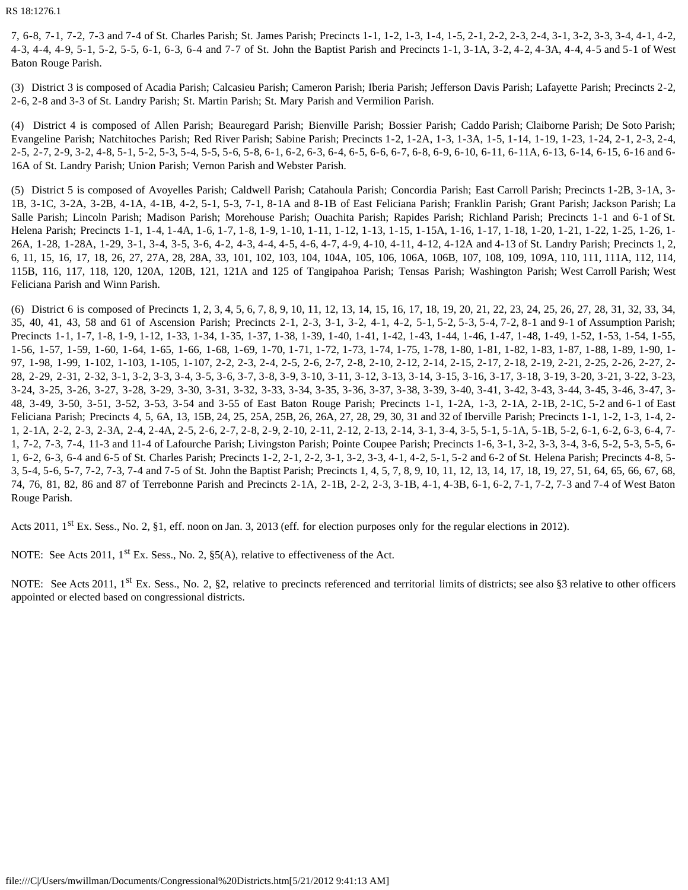7, 6-8, 7-1, 7-2, 7-3 and 7-4 of St. Charles Parish; St. James Parish; Precincts 1-1, 1-2, 1-3, 1-4, 1-5, 2-1, 2-2, 2-3, 2-4, 3-1, 3-2, 3-3, 3-4, 4-1, 4-2, 4-3, 4-4, 4-9, 5-1, 5-2, 5-5, 6-1, 6-3, 6-4 and 7-7 of St. John the Baptist Parish and Precincts 1-1, 3-1A, 3-2, 4-2, 4-3A, 4-4, 4-5 and 5-1 of West Baton Rouge Parish.

(3) District 3 is composed of Acadia Parish; Calcasieu Parish; Cameron Parish; Iberia Parish; Jefferson Davis Parish; Lafayette Parish; Precincts 2-2, 2-6, 2-8 and 3-3 of St. Landry Parish; St. Martin Parish; St. Mary Parish and Vermilion Parish.

(4) District 4 is composed of Allen Parish; Beauregard Parish; Bienville Parish; Bossier Parish; Caddo Parish; Claiborne Parish; De Soto Parish; Evangeline Parish; Natchitoches Parish; Red River Parish; Sabine Parish; Precincts 1-2, 1-2A, 1-3, 1-3A, 1-5, 1-14, 1-19, 1-23, 1-24, 2-1, 2-3, 2-4, 2-5, 2-7, 2-9, 3-2, 4-8, 5-1, 5-2, 5-3, 5-4, 5-5, 5-6, 5-8, 6-1, 6-2, 6-3, 6-4, 6-5, 6-6, 6-7, 6-8, 6-9, 6-10, 6-11, 6-11A, 6-13, 6-14, 6-15, 6-16 and 6-16A of St. Landry Parish; Union Parish; Vernon Parish and Webster Parish.

(5) District 5 is composed of Avoyelles Parish; Caldwell Parish; Catahoula Parish; Concordia Parish; East Carroll Parish; Precincts 1-2B, 3-1A, 3-1B, 3-1C, 3-2A, 3-2B, 4-1A, 4-1B, 4-2, 5-1, 5-3, 7-1, 8-1A and 8-1B of East Feliciana Parish; Franklin Parish; Grant Parish; Jackson Parish; La Salle Parish; Lincoln Parish; Madison Parish; Morehouse Parish; Ouachita Parish; Rapides Parish; Richland Parish; Precincts 1-1 and 6-1 of St. Helena Parish; Precincts 1-1, 1-4, 1-4A, 1-6, 1-7, 1-8, 1-9, 1-10, 1-11, 1-12, 1-13, 1-15, 1-15A, 1-16, 1-17, 1-18, 1-20, 1-21, 1-22, 1-25, 1-26, 1-26A, 1-28, 1-28A, 1-29, 3-1, 3-4, 3-5, 3-6, 4-2, 4-3, 4-4, 4-5, 4-6, 4-7, 4-9, 4-10, 4-11, 4-12, 4-12A and 4-13 of St. Landry Parish; Precincts 1, 2, 6, 11, 15, 16, 17, 18, 26, 27, 27A, 28, 28A, 33, 101, 102, 103, 104, 104A, 105, 106, 106A, 106B, 107, 108, 109, 109A, 110, 111, 111A, 112, 114, 115B, 116, 117, 118, 120, 120A, 120B, 121, 121A and 125 of Tangipahoa Parish; Tensas Parish; Washington Parish; West Carroll Parish; West Feliciana Parish and Winn Parish.

(6) District 6 is composed of Precincts 1, 2, 3, 4, 5, 6, 7, 8, 9, 10, 11, 12, 13, 14, 15, 16, 17, 18, 19, 20, 21, 22, 23, 24, 25, 26, 27, 28, 31, 32, 33, 34, 35, 40, 41, 43, 58 and 61 of Ascension Parish; Precincts 2-1, 2-3, 3-1, 3-2, 4-1, 4-2, 5-1, 5-2, 5-3, 5-4, 7-2, 8-1 and 9-1 of Assumption Parish; Precincts 1-1, 1-7, 1-8, 1-9, 1-12, 1-33, 1-34, 1-35, 1-37, 1-38, 1-39, 1-40, 1-41, 1-42, 1-43, 1-44, 1-46, 1-47, 1-48, 1-49, 1-52, 1-53, 1-54, 1-55, 1-56, 1-57, 1-59, 1-60, 1-64, 1-65, 1-66, 1-68, 1-69, 1-70, 1-71, 1-72, 1-73, 1-74, 1-75, 1-78, 1-80, 1-81, 1-82, 1-83, 1-87, 1-88, 1-89, 1-90, 1-97, 1-98, 1-99, 1-102, 1-103, 1-105, 1-107, 2-2, 2-3, 2-4, 2-5, 2-6, 2-7, 2-8, 2-10, 2-12, 2-14, 2-15, 2-17, 2-18, 2-19, 2-21, 2-25, 2-26, 2-27, 2-28, 2-29, 2-31, 2-32, 3-1, 3-2, 3-3, 3-4, 3-5, 3-6, 3-7, 3-8, 3-9, 3-10, 3-11, 3-12, 3-13, 3-14, 3-15, 3-16, 3-17, 3-18, 3-19, 3-20, 3-21, 3-22, 3-23, 3-24, 3-25, 3-26, 3-27, 3-28, 3-29, 3-30, 3-31, 3-32, 3-33, 3-34, 3-35, 3-36, 3-37, 3-38, 3-39, 3-40, 3-41, 3-42, 3-43, 3-44, 3-45, 3-46, 3-47, 3-48, 3-49, 3-50, 3-51, 3-52, 3-53, 3-54 and 3-55 of East Baton Rouge Parish; Precincts 1-1, 1-2A, 1-3, 2-1A, 2-1B, 2-1C, 5-2 and 6-1 of East Feliciana Parish; Precincts 4, 5, 6A, 13, 15B, 24, 25, 25A, 25B, 26, 26A, 27, 28, 29, 30, 31 and 32 of Iberville Parish; Precincts 1-1, 1-2, 1-3, 1-4, 2-1, 2-1A, 2-2, 2-3, 2-3A, 2-4, 2-4A, 2-5, 2-6, 2-7, 2-8, 2-9, 2-10, 2-11, 2-12, 2-13, 2-14, 3-1, 3-4, 3-5, 5-1, 5-1A, 5-1B, 5-2, 6-1, 6-2, 6-3, 6-4, 7-1, 7-2, 7-3, 7-4, 11-3 and 11-4 of Lafourche Parish; Livingston Parish; Pointe Coupee Parish; Precincts 1-6, 3-1, 3-2, 3-3, 3-4, 3-6, 5-2, 5-3, 5-5, 6-1, 6-2, 6-3, 6-4 and 6-5 of St. Charles Parish; Precincts 1-2, 2-1, 2-2, 3-1, 3-2, 3-3, 4-1, 4-2, 5-1, 5-2 and 6-2 of St. Helena Parish; Precincts 4-8, 5-3, 5-4, 5-6, 5-7, 7-2, 7-3, 7-4 and 7-5 of St. John the Baptist Parish; Precincts 1, 4, 5, 7, 8, 9, 10, 11, 12, 13, 14, 17, 18, 19, 27, 51, 64, 65, 66, 67, 68, 74, 76, 81, 82, 86 and 87 of Terrebonne Parish and Precincts 2-1A, 2-1B, 2-2, 2-3, 3-1B, 4-1, 4-3B, 6-1, 6-2, 7-1, 7-2, 7-3 and 7-4 of West Baton Rouge Parish.

Acts 2011, 1st Ex. Sess., No. 2, §1, eff. noon on Jan. 3, 2013 (eff. for election purposes only for the regular elections in 2012).

NOTE: See Acts 2011, 1st Ex. Sess., No. 2, §5(A), relative to effectiveness of the Act.

NOTE: See Acts 2011, 1st Ex. Sess., No. 2, §2, relative to precincts referenced and territorial limits of districts; see also §3 relative to other officers appointed or elected based on congressional districts.